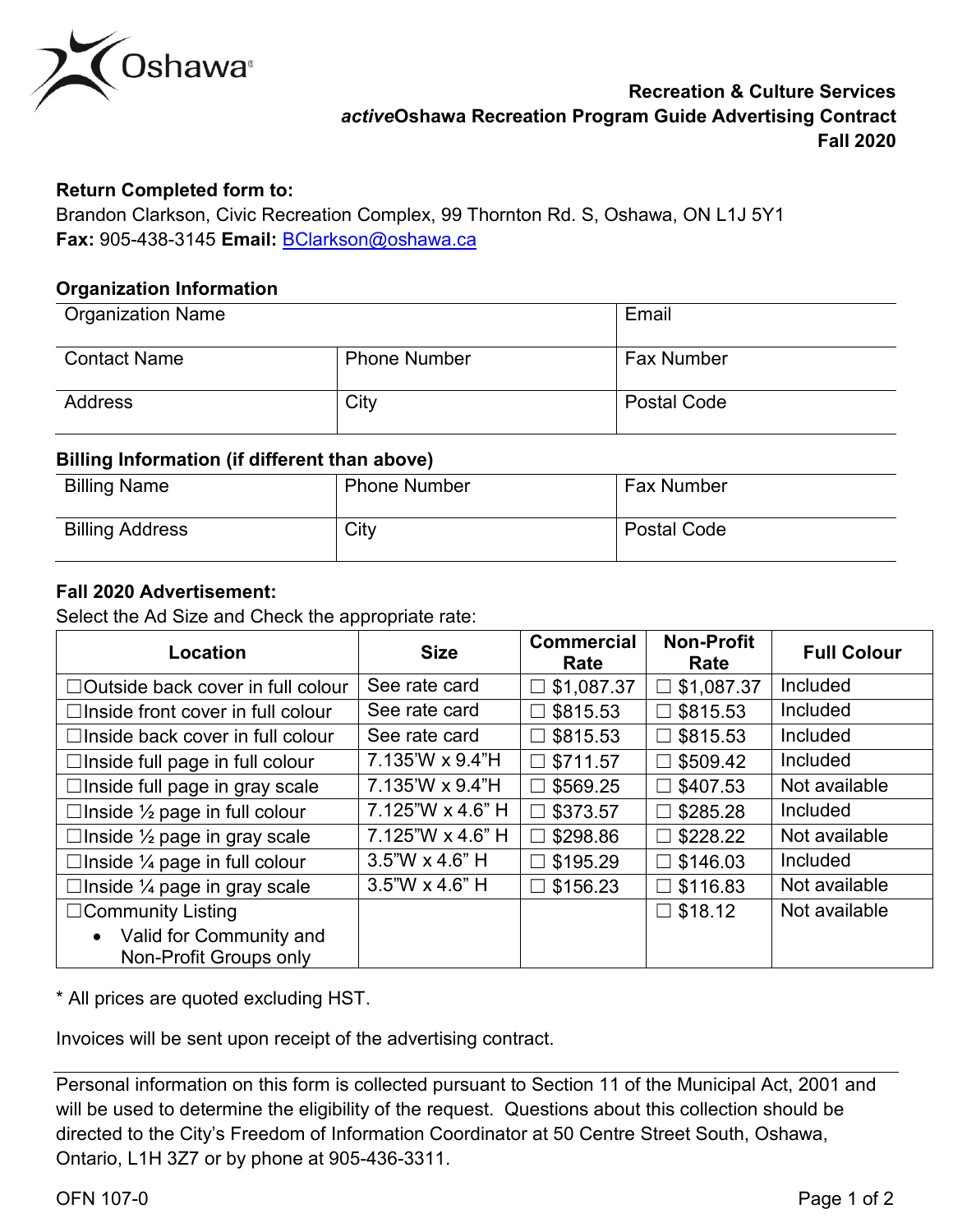Oshawa®

**Recreation & Culture Services**
***active*Oshawa Recreation Program Guide Advertising Contract**
**Fall 2020**

**Return Completed form to:**
Brandon Clarkson, Civic Recreation Complex, 99 Thornton Rd. S, Oshawa, ON L1J 5Y1
**Fax:** 905-438-3145 **Email:** BClarkson@oshawa.ca

### Organization Information

| Organization Name | | Email |
|---|---|---|
| Contact Name | Phone Number | Fax Number |
| Address | City | Postal Code |

### Billing Information (if different than above)

| Billing Name | Phone Number | Fax Number |
|---|---|---|
| Billing Address | City | Postal Code |

### Fall 2020 Advertisement:

Select the Ad Size and Check the appropriate rate:

| Location | Size | Commercial Rate | Non-Profit Rate | Full Colour |
|---|---|---|---|---|
| ☐Outside back cover in full colour | See rate card | ☐ $1,087.37 | ☐ $1,087.37 | Included |
| ☐Inside front cover in full colour | See rate card | ☐ $815.53 | ☐ $815.53 | Included |
| ☐Inside back cover in full colour | See rate card | ☐ $815.53 | ☐ $815.53 | Included |
| ☐Inside full page in full colour | 7.135'W x 9.4"H | ☐ $711.57 | ☐ $509.42 | Included |
| ☐Inside full page in gray scale | 7.135'W x 9.4"H | ☐ $569.25 | ☐ $407.53 | Not available |
| ☐Inside ½ page in full colour | 7.125"W x 4.6" H | ☐ $373.57 | ☐ $285.28 | Included |
| ☐Inside ½ page in gray scale | 7.125"W x 4.6" H | ☐ $298.86 | ☐ $228.22 | Not available |
| ☐Inside ¼ page in full colour | 3.5"W x 4.6" H | ☐ $195.29 | ☐ $146.03 | Included |
| ☐Inside ¼ page in gray scale | 3.5"W x 4.6" H | ☐ $156.23 | ☐ $116.83 | Not available |
| ☐Community Listing<br>• Valid for Community and Non-Profit Groups only | | | ☐ $18.12 | Not available |

* All prices are quoted excluding HST.

Invoices will be sent upon receipt of the advertising contract.

---

Personal information on this form is collected pursuant to Section 11 of the Municipal Act, 2001 and will be used to determine the eligibility of the request. Questions about this collection should be directed to the City's Freedom of Information Coordinator at 50 Centre Street South, Oshawa, Ontario, L1H 3Z7 or by phone at 905-436-3311.

OFN 107-0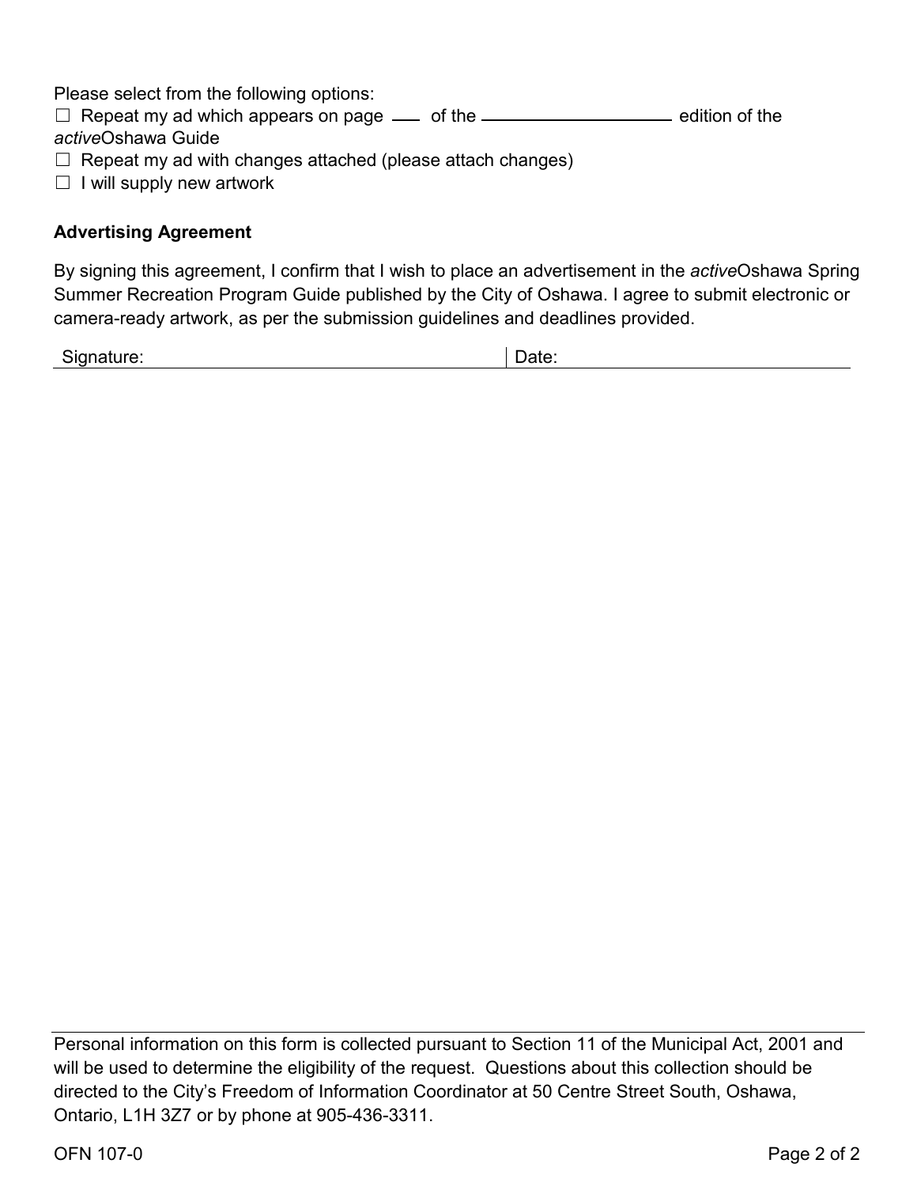Please select from the following options:

☐ Repeat my ad which appears on page ___ of the ____________________ edition of the *active*Oshawa Guide

☐ Repeat my ad with changes attached (please attach changes)

☐ I will supply new artwork

**Advertising Agreement**

By signing this agreement, I confirm that I wish to place an advertisement in the *active*Oshawa Spring Summer Recreation Program Guide published by the City of Oshawa. I agree to submit electronic or camera-ready artwork, as per the submission guidelines and deadlines provided.

| | |
|---|---|
| Signature: | Date: |

Personal information on this form is collected pursuant to Section 11 of the Municipal Act, 2001 and will be used to determine the eligibility of the request. Questions about this collection should be directed to the City's Freedom of Information Coordinator at 50 Centre Street South, Oshawa, Ontario, L1H 3Z7 or by phone at 905-436-3311.

OFN 107-0